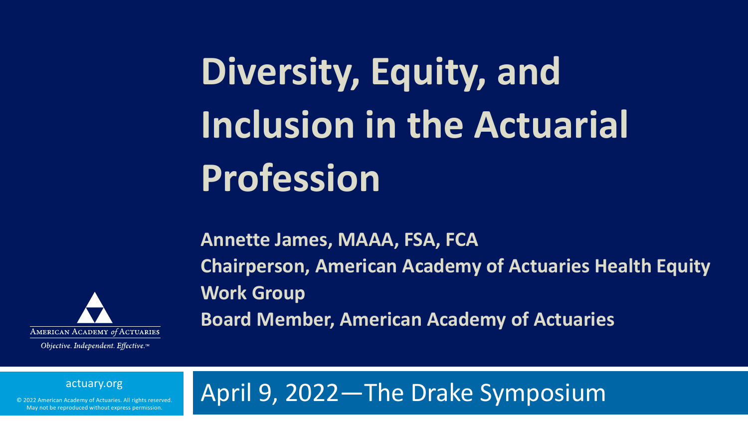# Diversity, Equity, and Inclusion in the Actuarial Profession

**Annette James, MAAA, FSA, FCA**

**Chairperson, American Academy of Actuaries Health Equity Work Group**

**Board Member, American Academy of Actuaries**

AMERICAN ACADEMY *of* ACTUARIES

*Objective. Independent. Effective.*™

actuary.org

© 2022 American Academy of Actuaries. All rights reserved. May not be reproduced without express permission.

April 9, 2022—The Drake Symposium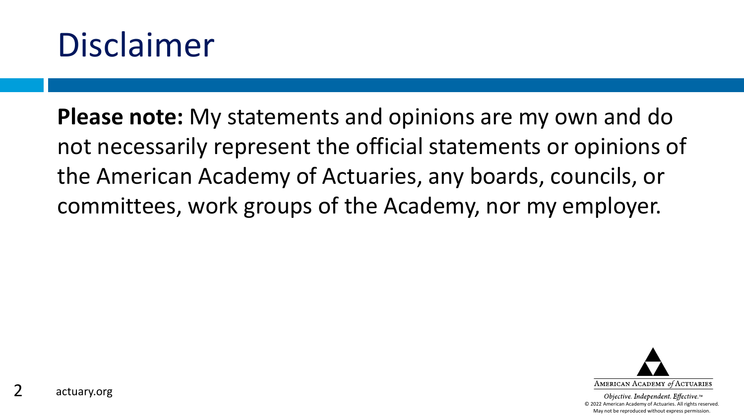# Disclaimer

**Please note:** My statements and opinions are my own and do not necessarily represent the official statements or opinions of the American Academy of Actuaries, any boards, councils, or committees, work groups of the Academy, nor my employer.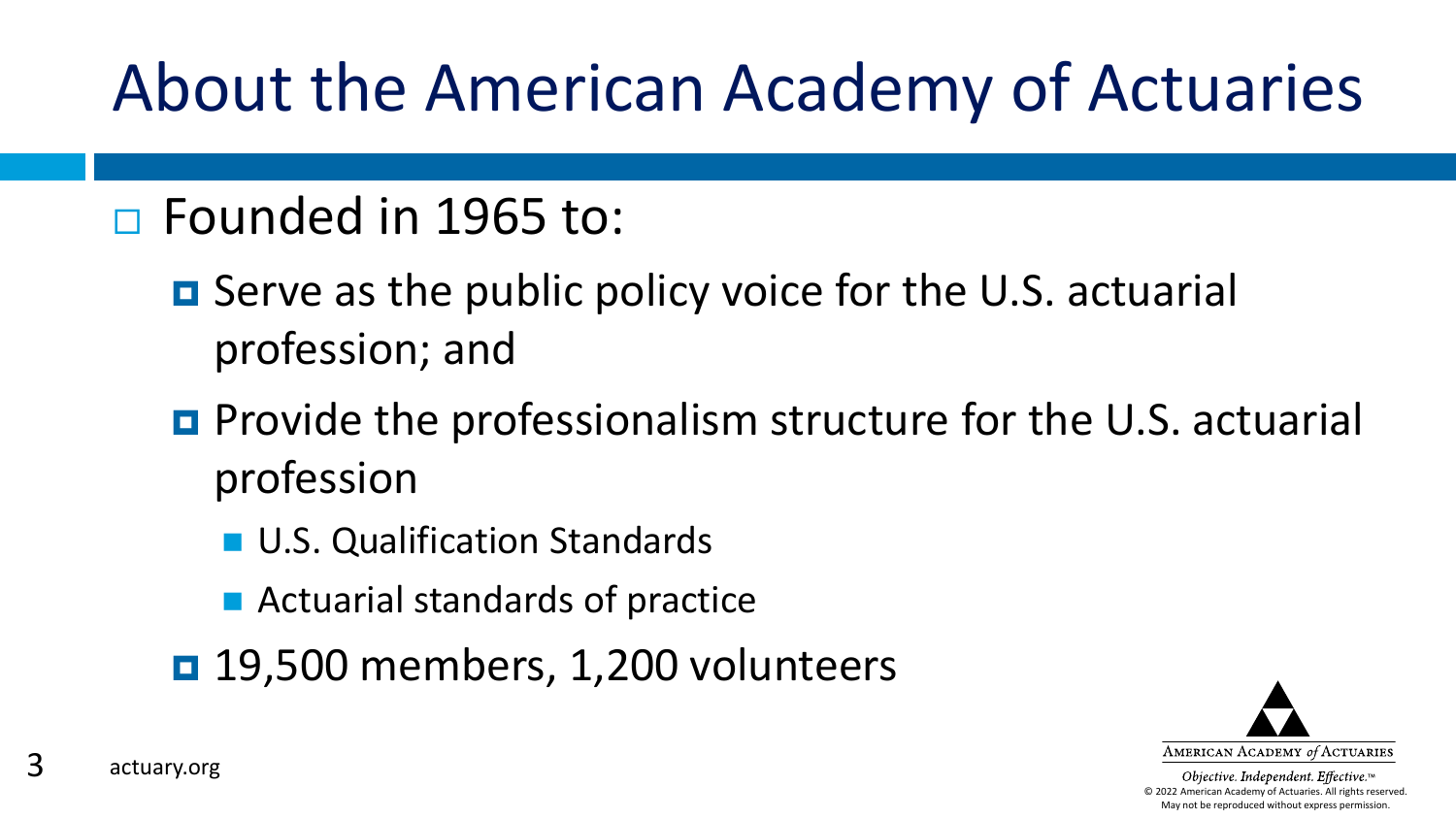# About the American Academy of Actuaries

- Founded in 1965 to:
  - Serve as the public policy voice for the U.S. actuarial profession; and
  - Provide the professionalism structure for the U.S. actuarial profession
    - U.S. Qualification Standards
    - Actuarial standards of practice
  - 19,500 members, 1,200 volunteers

actuary.org

American Academy *of* Actuaries

*Objective. Independent. Effective.*™

© 2022 American Academy of Actuaries. All rights reserved. May not be reproduced without express permission.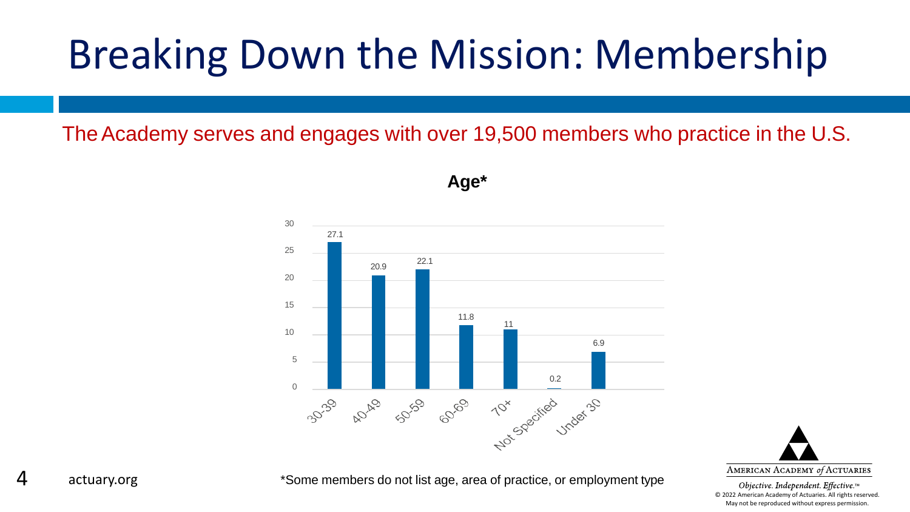# Breaking Down the Mission: Membership

The Academy serves and engages with over 19,500 members who practice in the U.S.

**Age***

| Age | Percent |
| --- | --- |
| 30-39 | 27.1 |
| 40-49 | 20.9 |
| 50-59 | 22.1 |
| 60-69 | 11.8 |
| 70+ | 11 |
| Not Specified | 0.2 |
| Under 30 | 6.9 |

*Some members do not list age, area of practice, or employment type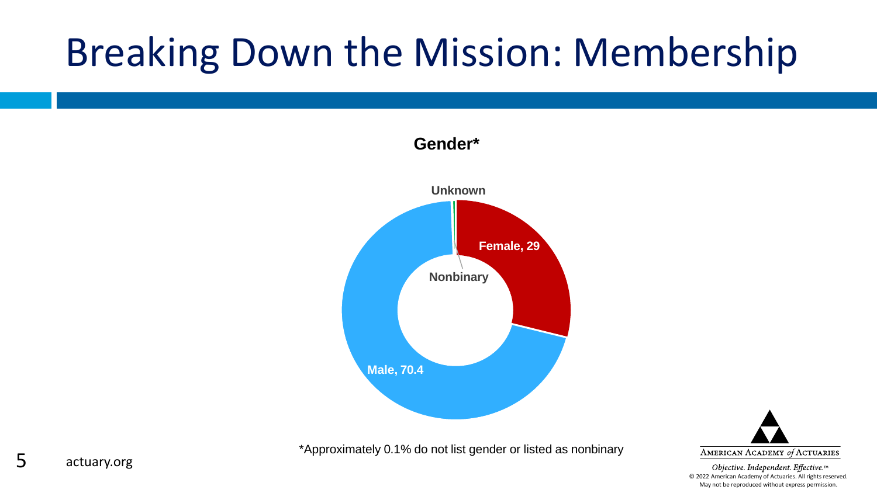# Breaking Down the Mission: Membership

**Gender***

**Unknown**

**Female, 29**

**Nonbinary**

**Male, 70.4**

*Approximately 0.1% do not list gender or listed as nonbinary

actuary.org

AMERICAN ACADEMY *of* ACTUARIES

*Objective. Independent. Effective.*™

© 2022 American Academy of Actuaries. All rights reserved.
May not be reproduced without express permission.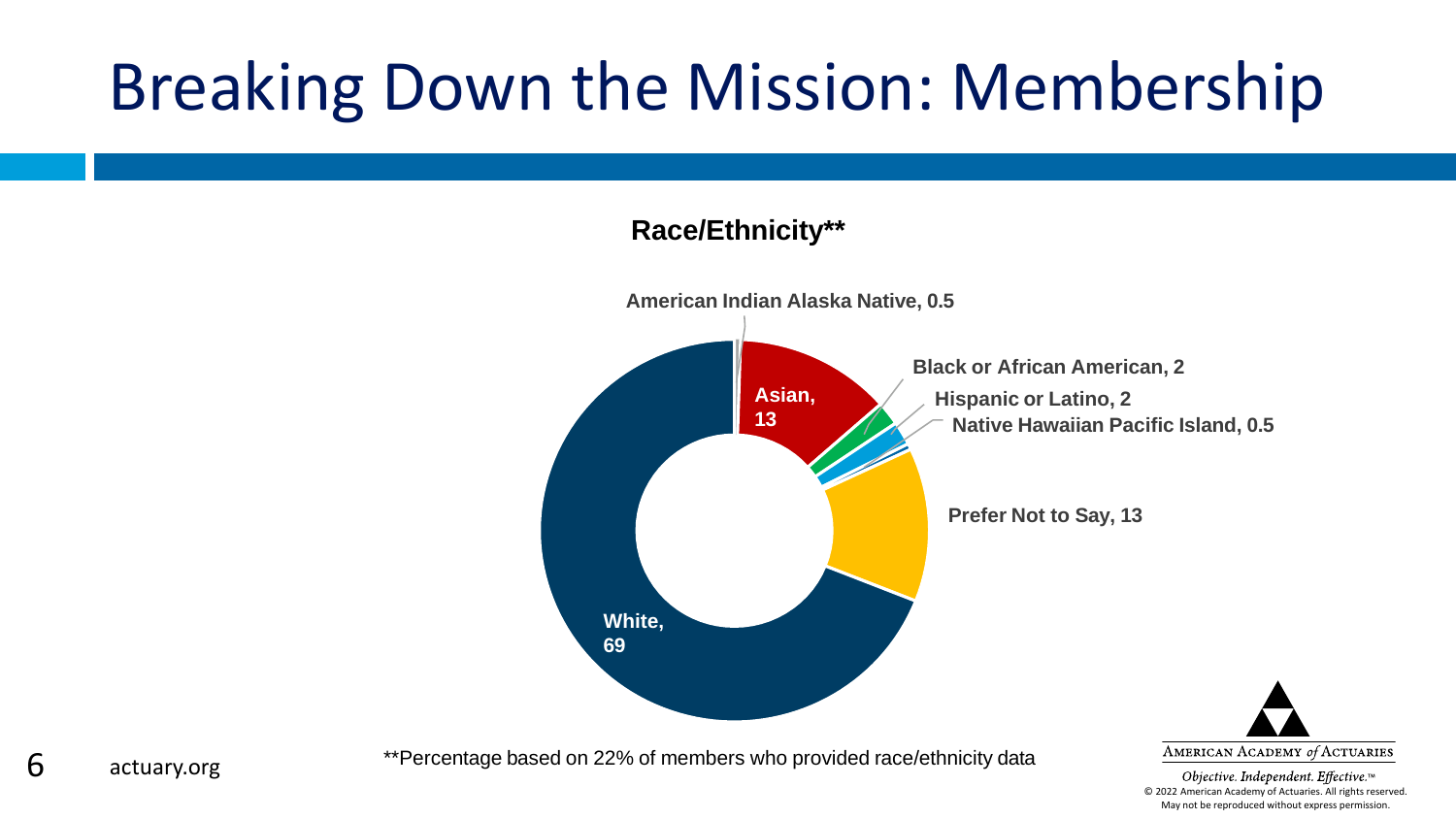# Breaking Down the Mission: Membership

**Race/Ethnicity****

American Indian Alaska Native, 0.5

Black or African American, 2

Hispanic or Latino, 2

Native Hawaiian Pacific Island, 0.5

Asian, 13

Prefer Not to Say, 13

White, 69

**Percentage based on 22% of members who provided race/ethnicity data

actuary.org

AMERICAN ACADEMY *of* ACTUARIES

*Objective. Independent. Effective.*™

© 2022 American Academy of Actuaries. All rights reserved.
May not be reproduced without express permission.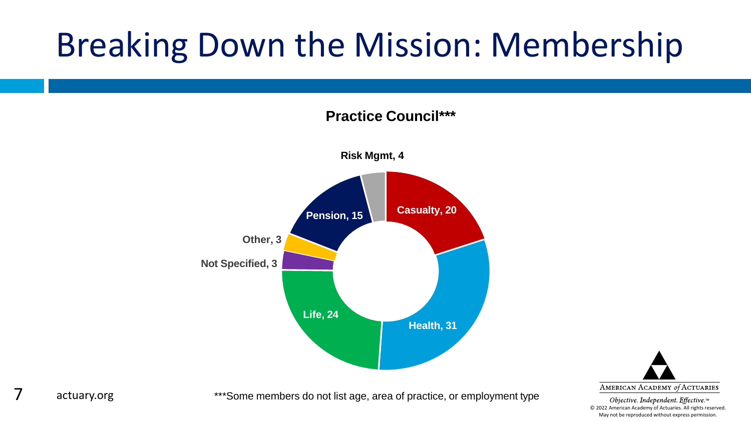# Breaking Down the Mission: Membership

**Practice Council*****

Risk Mgmt, 4

Casualty, 20

Health, 31

Life, 24

Not Specified, 3

Other, 3

Pension, 15

***Some members do not list age, area of practice, or employment type

actuary.org

AMERICAN ACADEMY of ACTUARIES

*Objective. Independent. Effective.*™

© 2022 American Academy of Actuaries. All rights reserved.
May not be reproduced without express permission.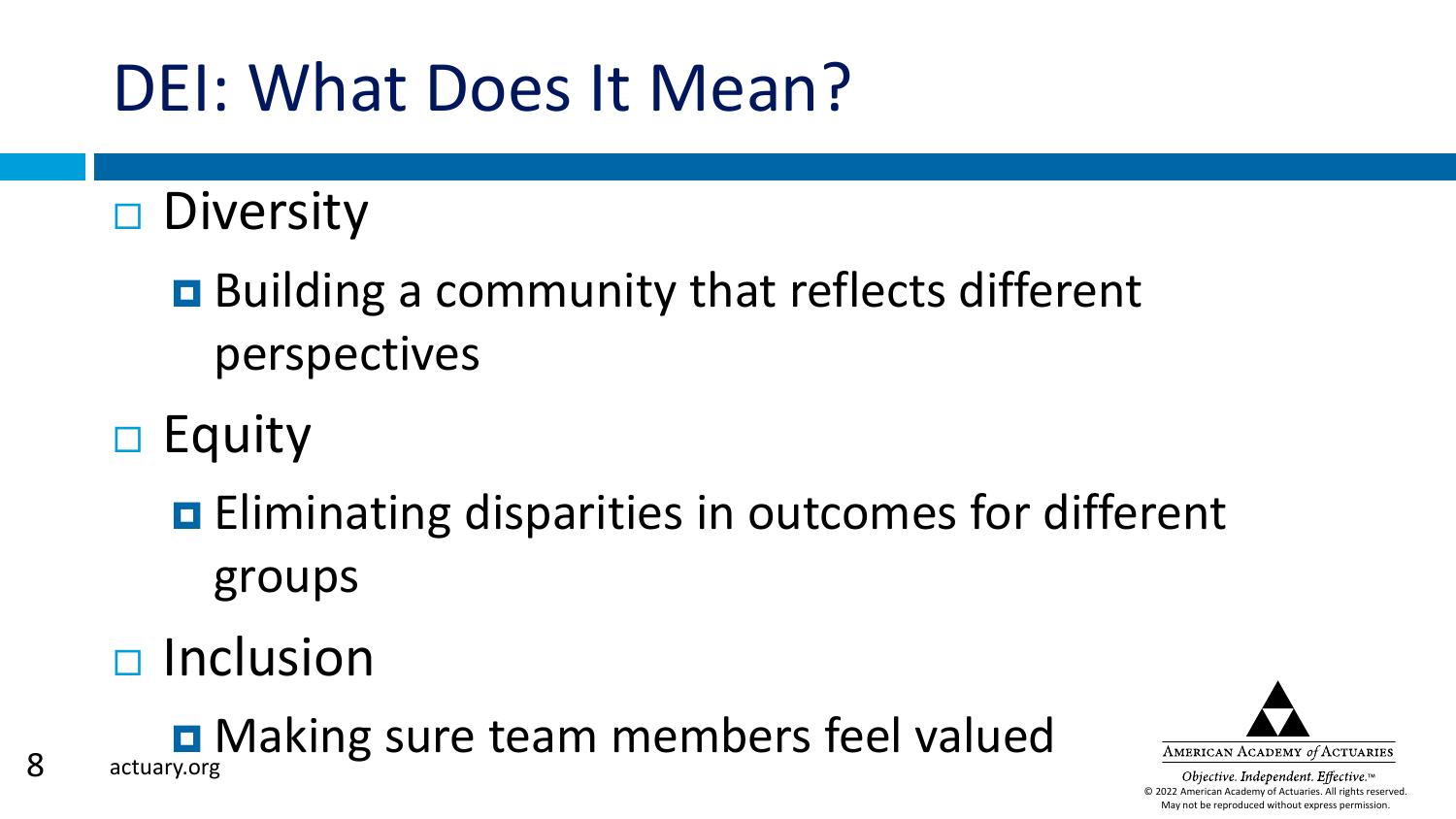# DEI: What Does It Mean?

- Diversity
  - Building a community that reflects different perspectives
- Equity
  - Eliminating disparities in outcomes for different groups
- Inclusion
  - Making sure team members feel valued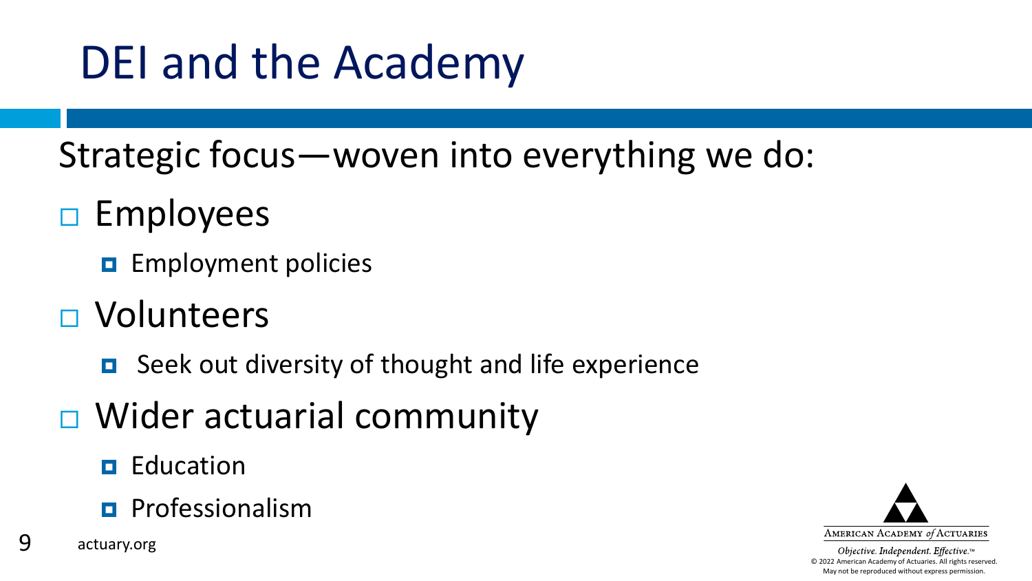# DEI and the Academy

Strategic focus—woven into everything we do:

- Employees
  - Employment policies
- Volunteers
  - Seek out diversity of thought and life experience
- Wider actuarial community
  - Education
  - Professionalism

actuary.org

American Academy of Actuaries

*Objective. Independent. Effective.*™

© 2022 American Academy of Actuaries. All rights reserved. May not be reproduced without express permission.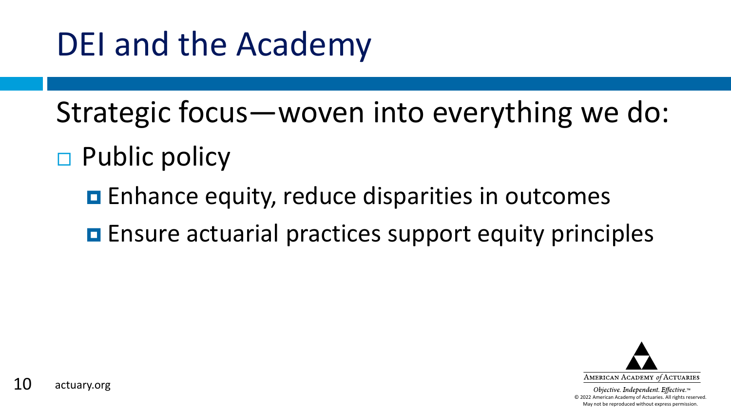# DEI and the Academy

Strategic focus—woven into everything we do:

- Public policy
  - Enhance equity, reduce disparities in outcomes
  - Ensure actuarial practices support equity principles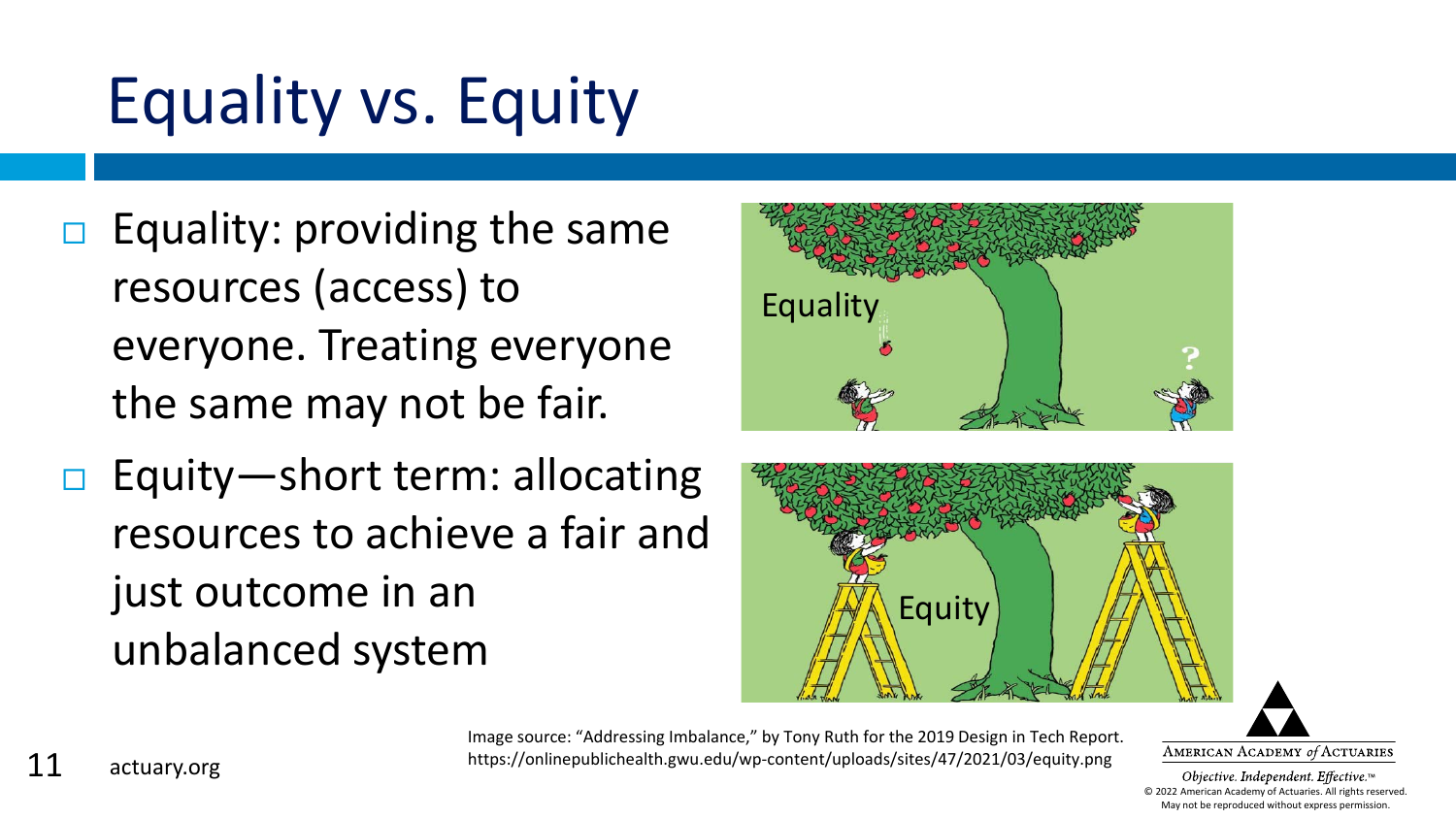# Equality vs. Equity

- Equality: providing the same resources (access) to everyone. Treating everyone the same may not be fair.
- Equity—short term: allocating resources to achieve a fair and just outcome in an unbalanced system

Image source: "Addressing Imbalance," by Tony Ruth for the 2019 Design in Tech Report. https://onlinepublichealth.gwu.edu/wp-content/uploads/sites/47/2021/03/equity.png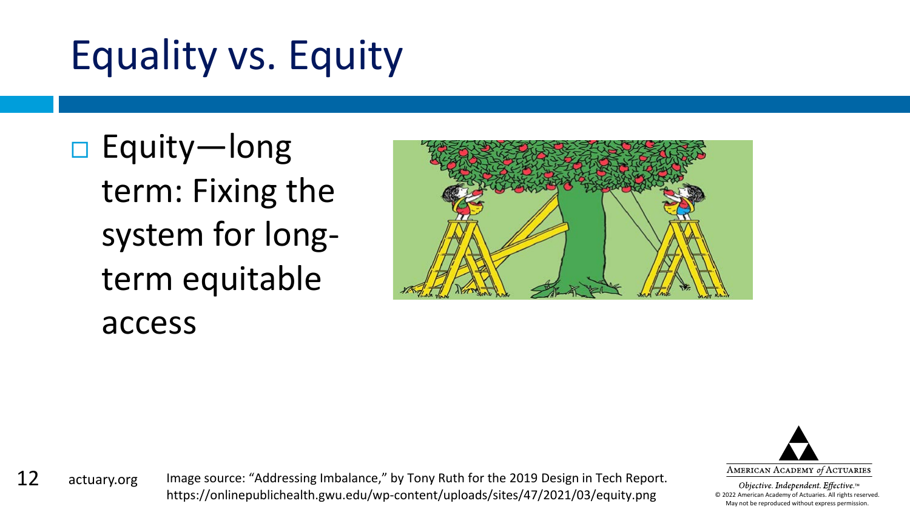# Equality vs. Equity

- Equity—long term: Fixing the system for long-term equitable access

Image source: "Addressing Imbalance," by Tony Ruth for the 2019 Design in Tech Report. https://onlinepublichealth.gwu.edu/wp-content/uploads/sites/47/2021/03/equity.png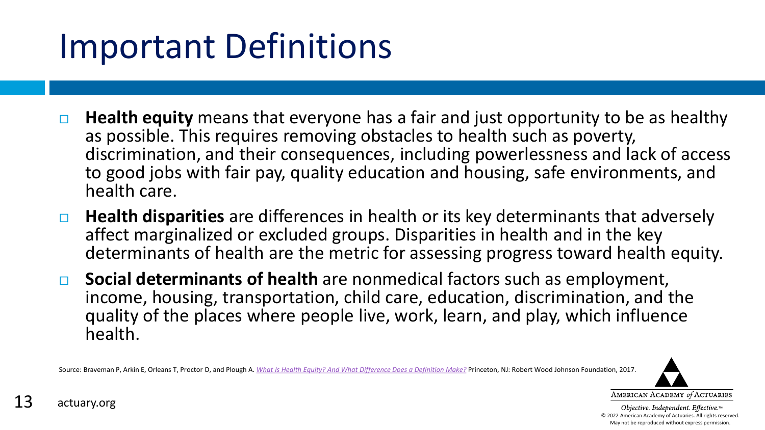# Important Definitions

- **Health equity** means that everyone has a fair and just opportunity to be as healthy as possible. This requires removing obstacles to health such as poverty, discrimination, and their consequences, including powerlessness and lack of access to good jobs with fair pay, quality education and housing, safe environments, and health care.
- **Health disparities** are differences in health or its key determinants that adversely affect marginalized or excluded groups. Disparities in health and in the key determinants of health are the metric for assessing progress toward health equity.
- **Social determinants of health** are nonmedical factors such as employment, income, housing, transportation, child care, education, discrimination, and the quality of the places where people live, work, learn, and play, which influence health.

Source: Braveman P, Arkin E, Orleans T, Proctor D, and Plough A. *What Is Health Equity? And What Difference Does a Definition Make?* Princeton, NJ: Robert Wood Johnson Foundation, 2017.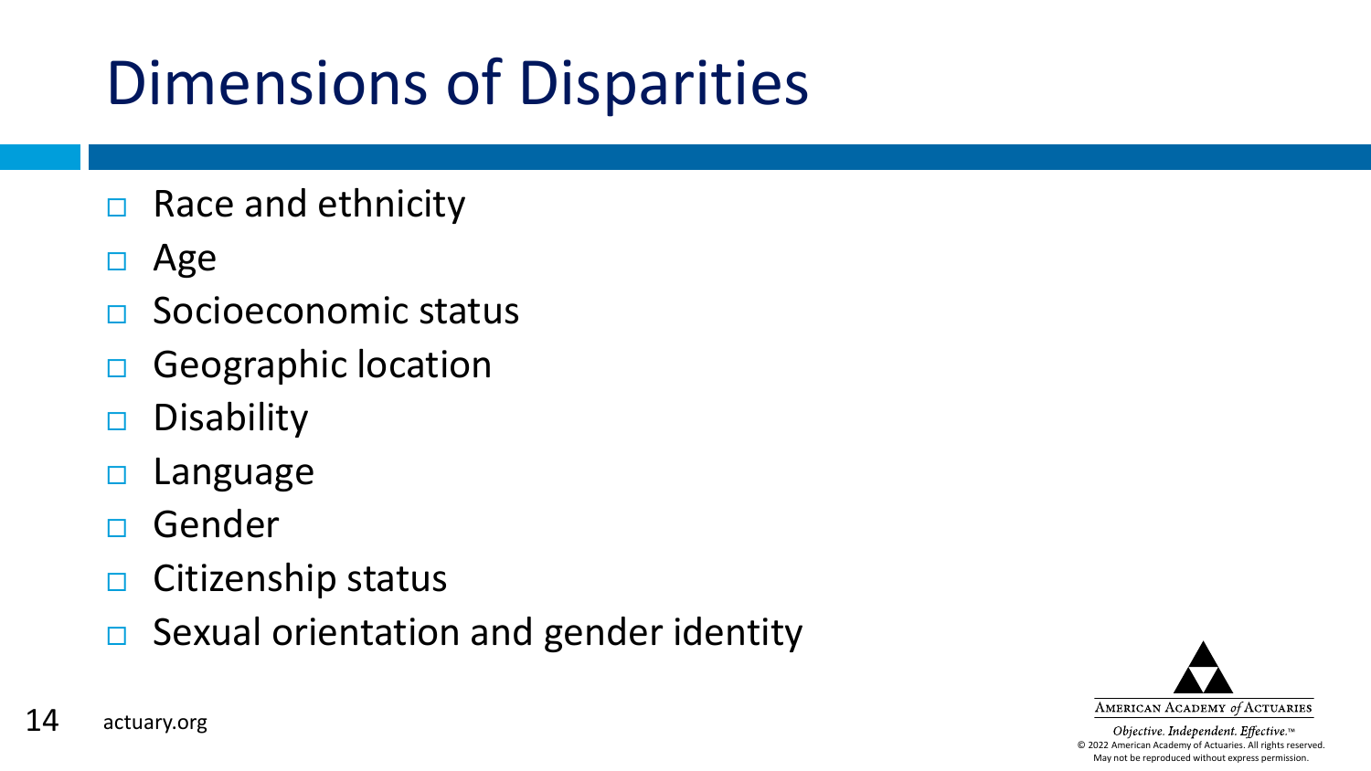# Dimensions of Disparities

- Race and ethnicity
- Age
- Socioeconomic status
- Geographic location
- Disability
- Language
- Gender
- Citizenship status
- Sexual orientation and gender identity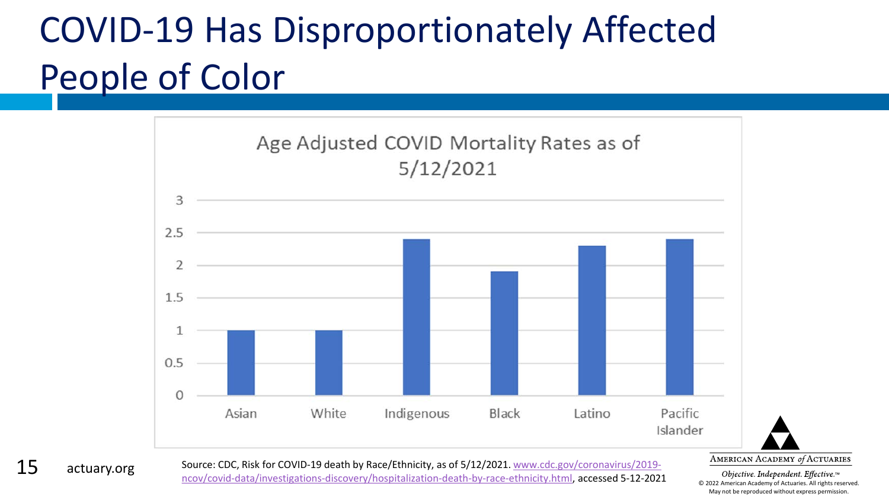# COVID-19 Has Disproportionately Affected People of Color

**Age Adjusted COVID Mortality Rates as of 5/12/2021**

| Race/Ethnicity | Rate |
|---|---|
| Asian | 1 |
| White | 1 |
| Indigenous | 2.4 |
| Black | 1.9 |
| Latino | 2.3 |
| Pacific Islander | 2.4 |

Source: CDC, Risk for COVID-19 death by Race/Ethnicity, as of 5/12/2021. www.cdc.gov/coronavirus/2019-ncov/covid-data/investigations-discovery/hospitalization-death-by-race-ethnicity.html, accessed 5-12-2021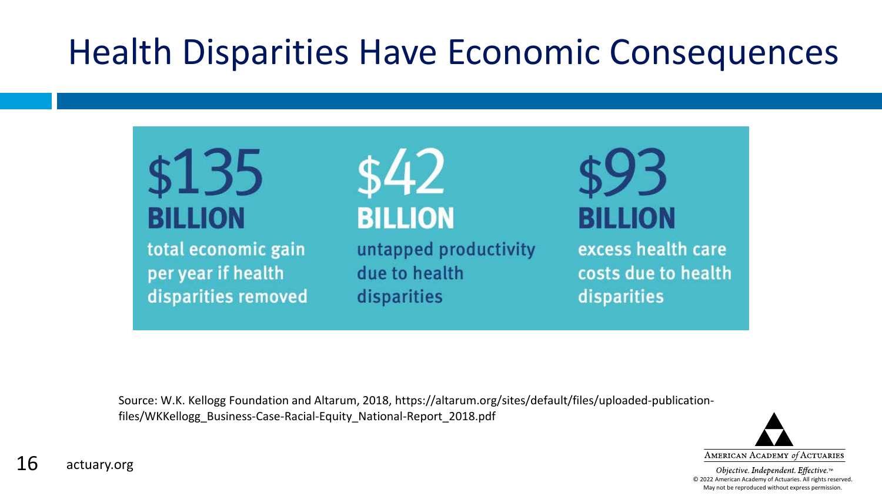# Health Disparities Have Economic Consequences

**$135 BILLION**
total economic gain per year if health disparities removed

**$42 BILLION**
untapped productivity due to health disparities

**$93 BILLION**
excess health care costs due to health disparities

Source: W.K. Kellogg Foundation and Altarum, 2018, https://altarum.org/sites/default/files/uploaded-publication-files/WKKellogg_Business-Case-Racial-Equity_National-Report_2018.pdf

actuary.org

American Academy of Actuaries

*Objective. Independent. Effective.*™

© 2022 American Academy of Actuaries. All rights reserved. May not be reproduced without express permission.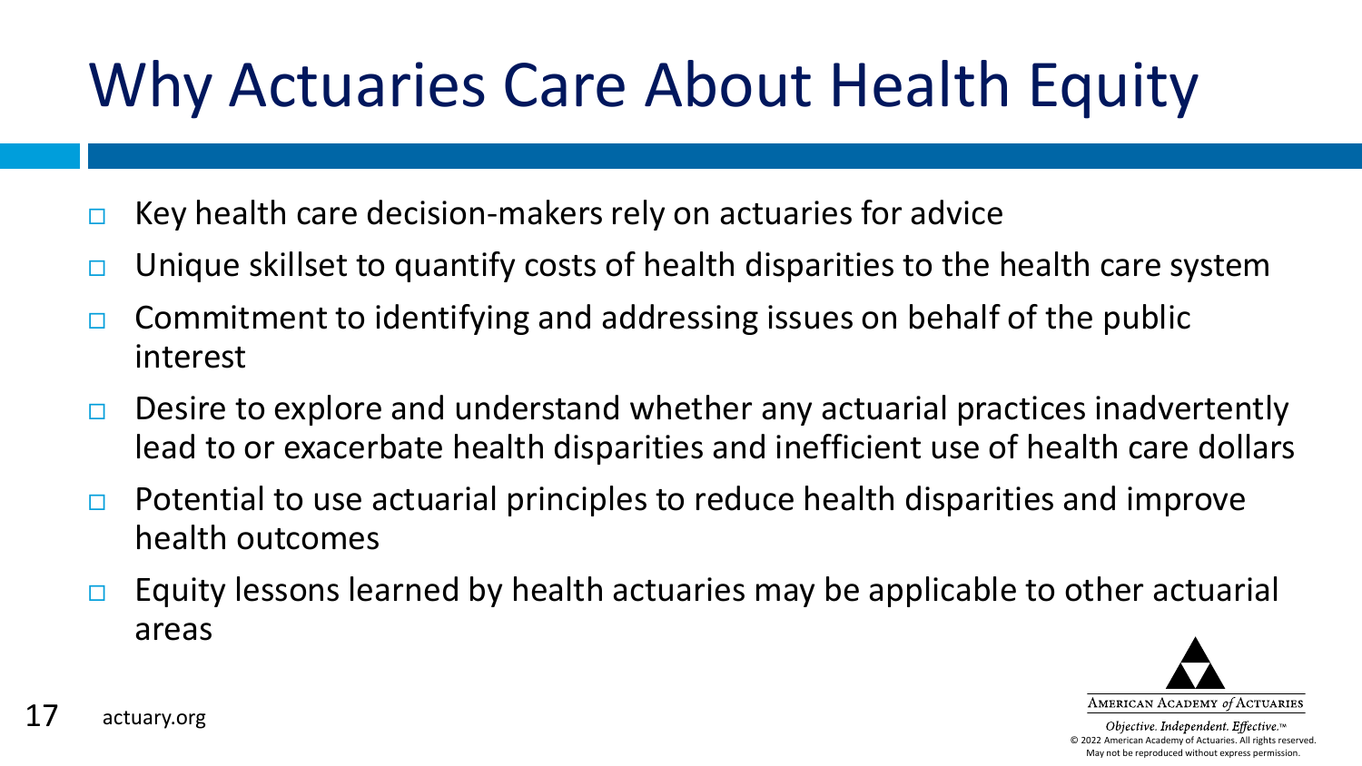# Why Actuaries Care About Health Equity

- Key health care decision-makers rely on actuaries for advice
- Unique skillset to quantify costs of health disparities to the health care system
- Commitment to identifying and addressing issues on behalf of the public interest
- Desire to explore and understand whether any actuarial practices inadvertently lead to or exacerbate health disparities and inefficient use of health care dollars
- Potential to use actuarial principles to reduce health disparities and improve health outcomes
- Equity lessons learned by health actuaries may be applicable to other actuarial areas

actuary.org

American Academy *of* Actuaries

*Objective. Independent. Effective.*™

© 2022 American Academy of Actuaries. All rights reserved. May not be reproduced without express permission.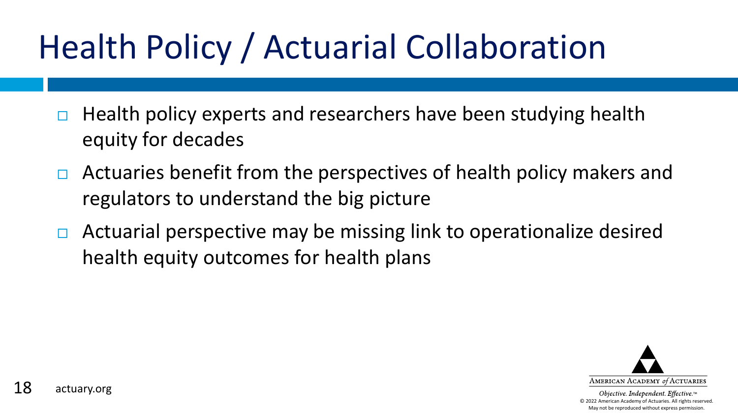# Health Policy / Actuarial Collaboration

- Health policy experts and researchers have been studying health equity for decades
- Actuaries benefit from the perspectives of health policy makers and regulators to understand the big picture
- Actuarial perspective may be missing link to operationalize desired health equity outcomes for health plans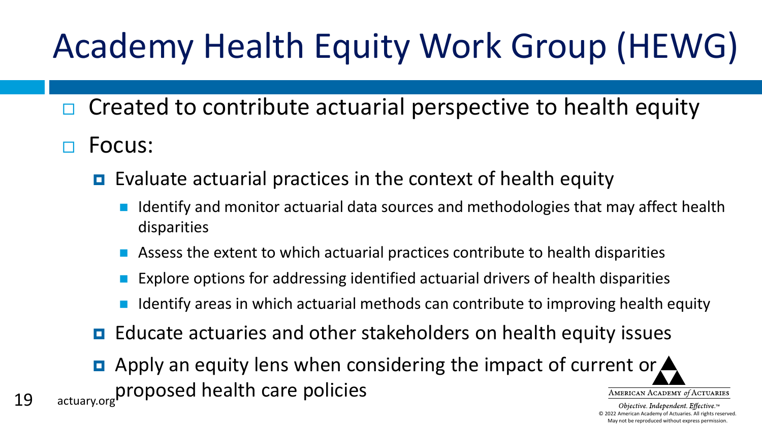# Academy Health Equity Work Group (HEWG)

- Created to contribute actuarial perspective to health equity
- Focus:
  - Evaluate actuarial practices in the context of health equity
    - Identify and monitor actuarial data sources and methodologies that may affect health disparities
    - Assess the extent to which actuarial practices contribute to health disparities
    - Explore options for addressing identified actuarial drivers of health disparities
    - Identify areas in which actuarial methods can contribute to improving health equity
  - Educate actuaries and other stakeholders on health equity issues
  - Apply an equity lens when considering the impact of current or proposed health care policies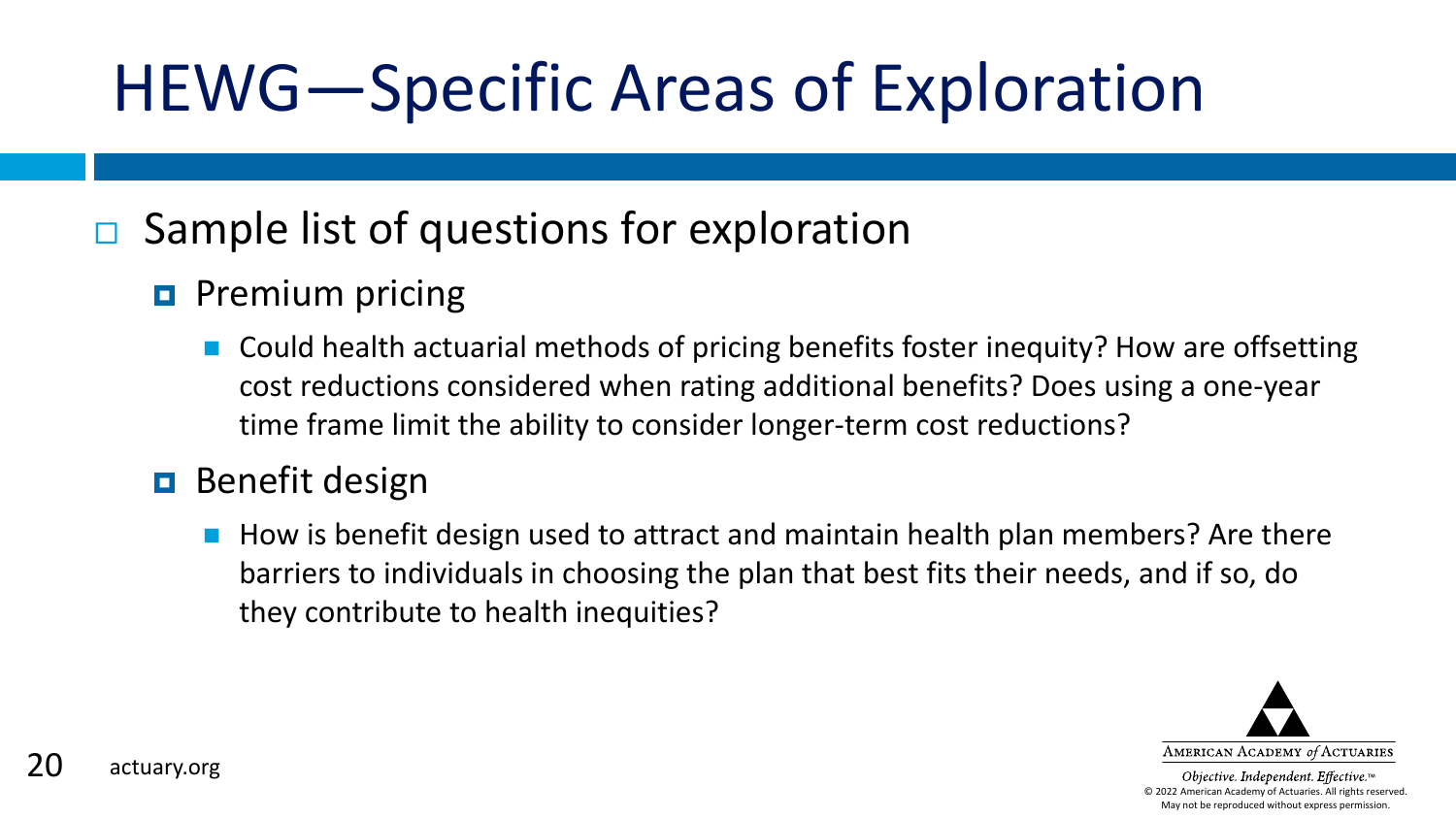# HEWG—Specific Areas of Exploration

- Sample list of questions for exploration
  - Premium pricing
    - Could health actuarial methods of pricing benefits foster inequity? How are offsetting cost reductions considered when rating additional benefits? Does using a one-year time frame limit the ability to consider longer-term cost reductions?
  - Benefit design
    - How is benefit design used to attract and maintain health plan members? Are there barriers to individuals in choosing the plan that best fits their needs, and if so, do they contribute to health inequities?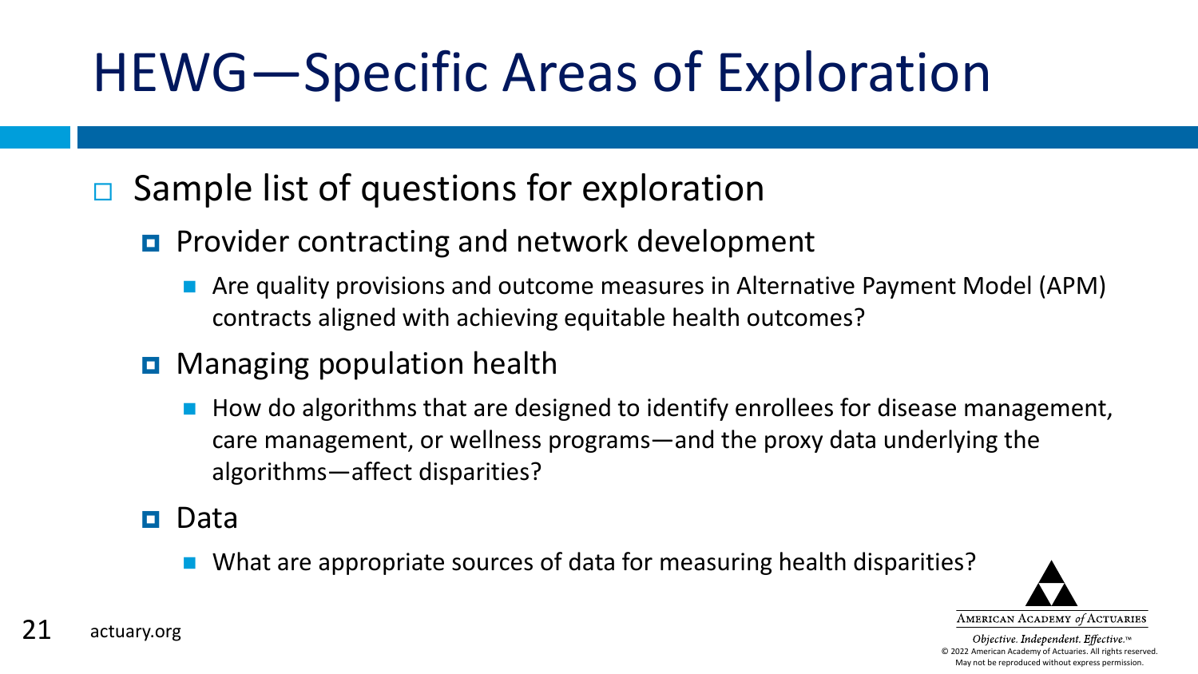# HEWG—Specific Areas of Exploration

- Sample list of questions for exploration
  - Provider contracting and network development
    - Are quality provisions and outcome measures in Alternative Payment Model (APM) contracts aligned with achieving equitable health outcomes?
  - Managing population health
    - How do algorithms that are designed to identify enrollees for disease management, care management, or wellness programs—and the proxy data underlying the algorithms—affect disparities?
  - Data
    - What are appropriate sources of data for measuring health disparities?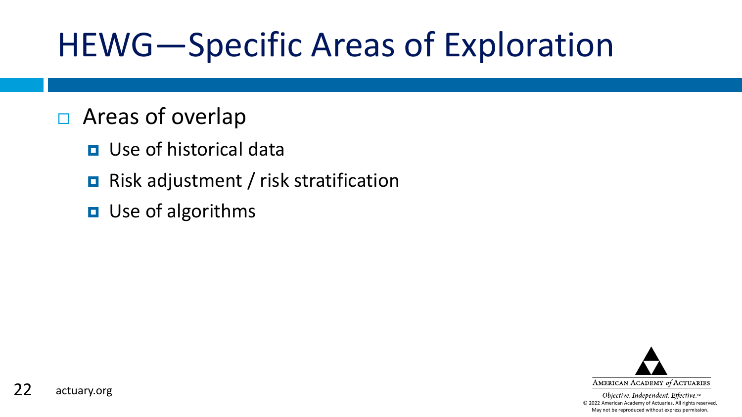# HEWG—Specific Areas of Exploration

- Areas of overlap
  - Use of historical data
  - Risk adjustment / risk stratification
  - Use of algorithms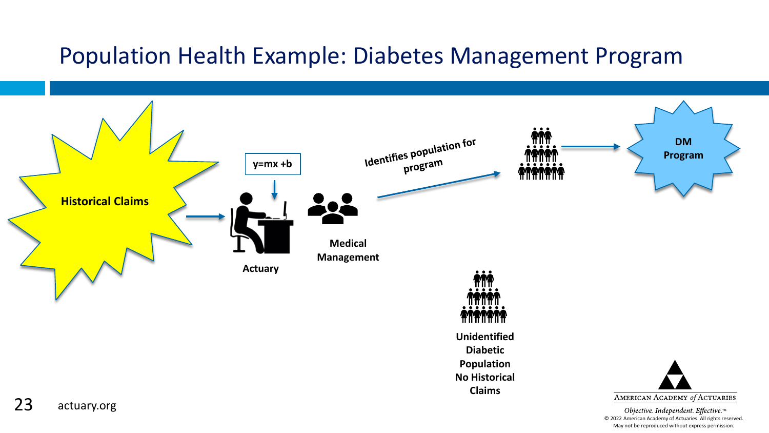# Population Health Example: Diabetes Management Program

Historical Claims

$y=mx+b$

Actuary

Medical Management

Identifies population for program

DM Program

Unidentified Diabetic Population No Historical Claims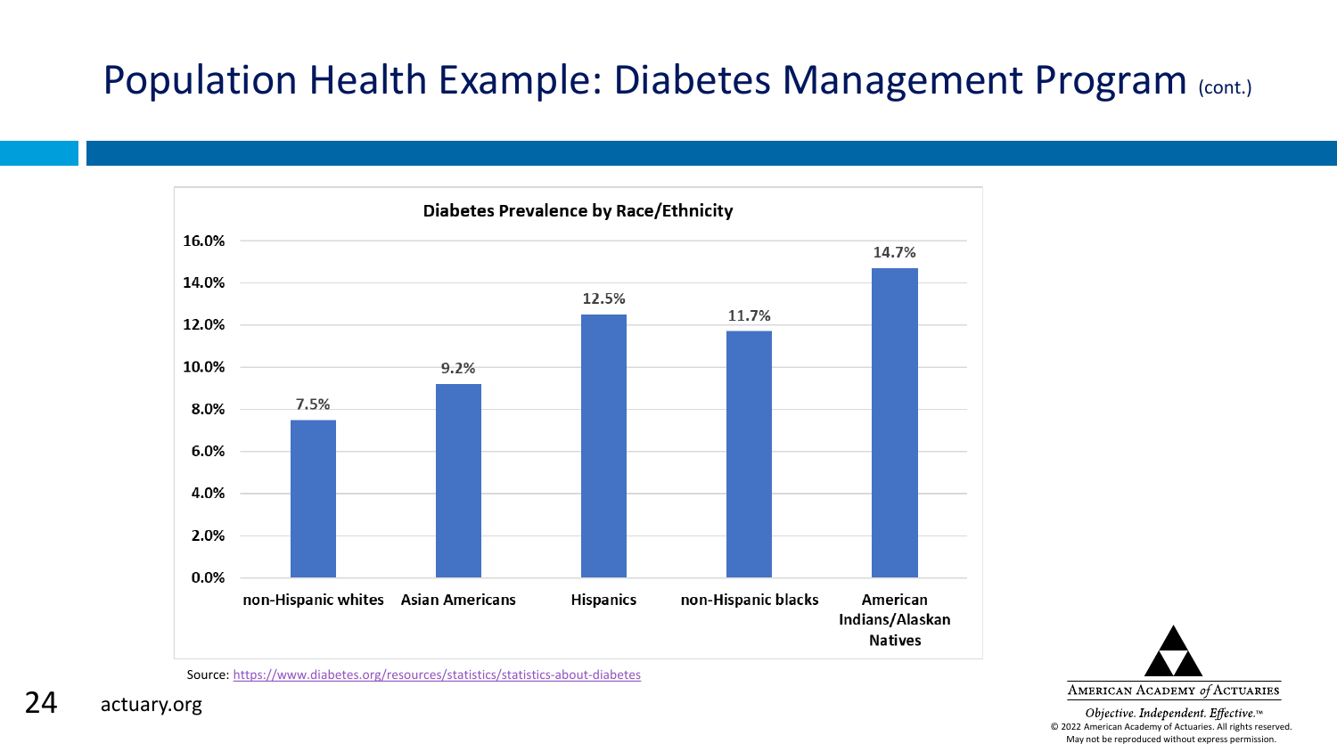# Population Health Example: Diabetes Management Program (cont.)

**Diabetes Prevalence by Race/Ethnicity**

| Race/Ethnicity | Diabetes Prevalence |
| --- | --- |
| non-Hispanic whites | 7.5% |
| Asian Americans | 9.2% |
| Hispanics | 12.5% |
| non-Hispanic blacks | 11.7% |
| American Indians/Alaskan Natives | 14.7% |

Source: https://www.diabetes.org/resources/statistics/statistics-about-diabetes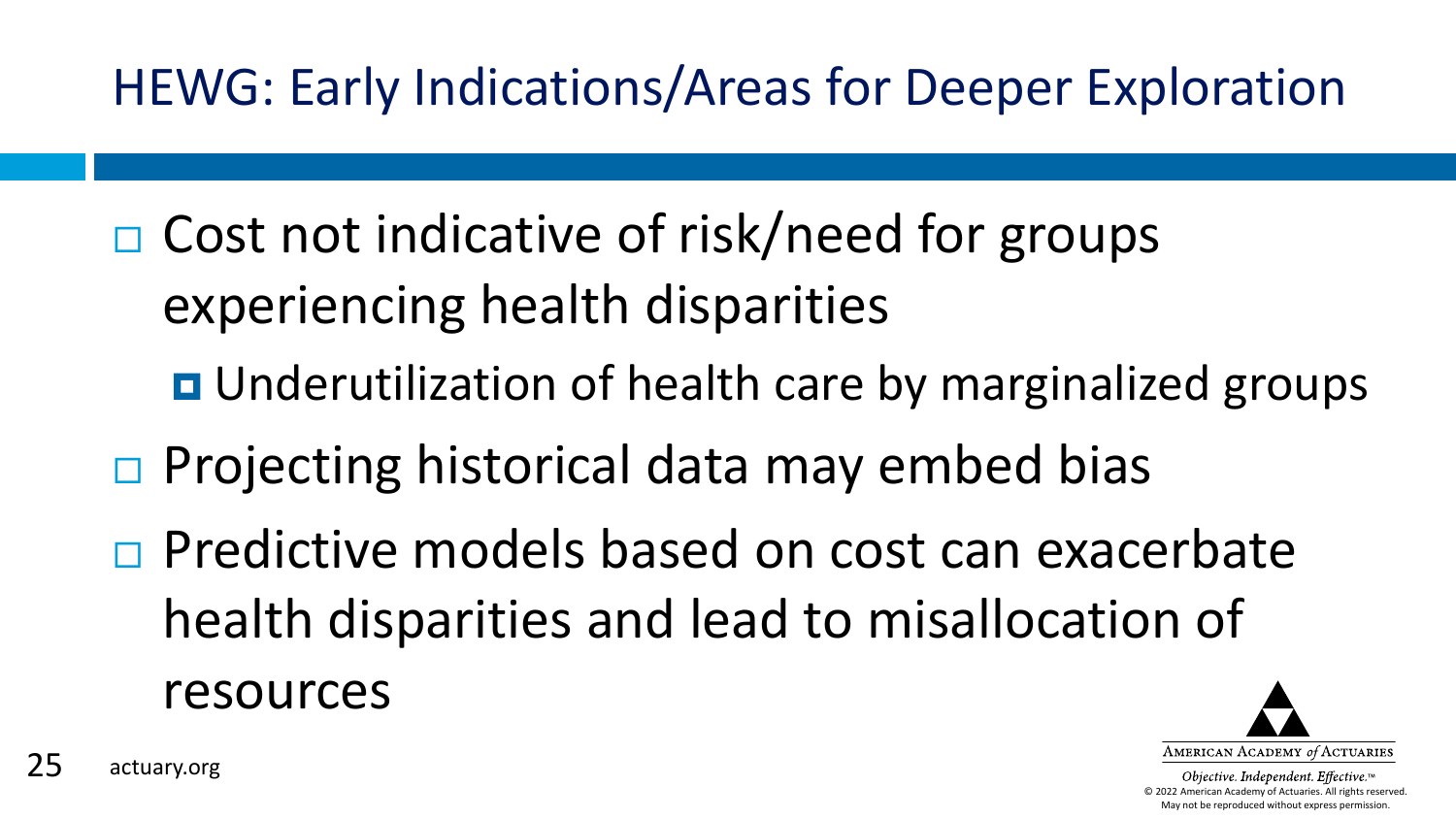# HEWG: Early Indications/Areas for Deeper Exploration

- Cost not indicative of risk/need for groups experiencing health disparities
  - Underutilization of health care by marginalized groups
- Projecting historical data may embed bias
- Predictive models based on cost can exacerbate health disparities and lead to misallocation of resources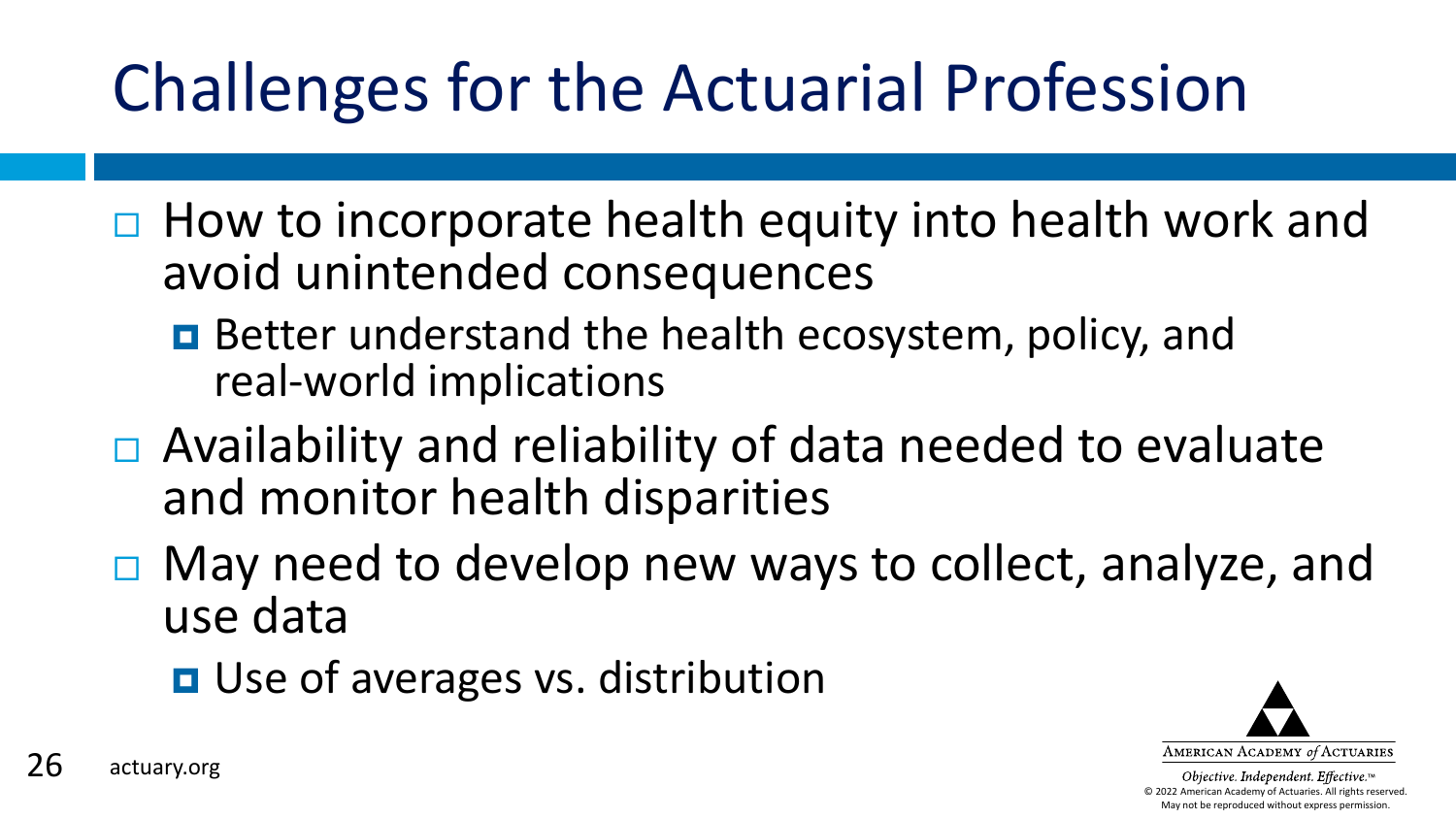# Challenges for the Actuarial Profession

- How to incorporate health equity into health work and avoid unintended consequences
  - Better understand the health ecosystem, policy, and real-world implications
- Availability and reliability of data needed to evaluate and monitor health disparities
- May need to develop new ways to collect, analyze, and use data
  - Use of averages vs. distribution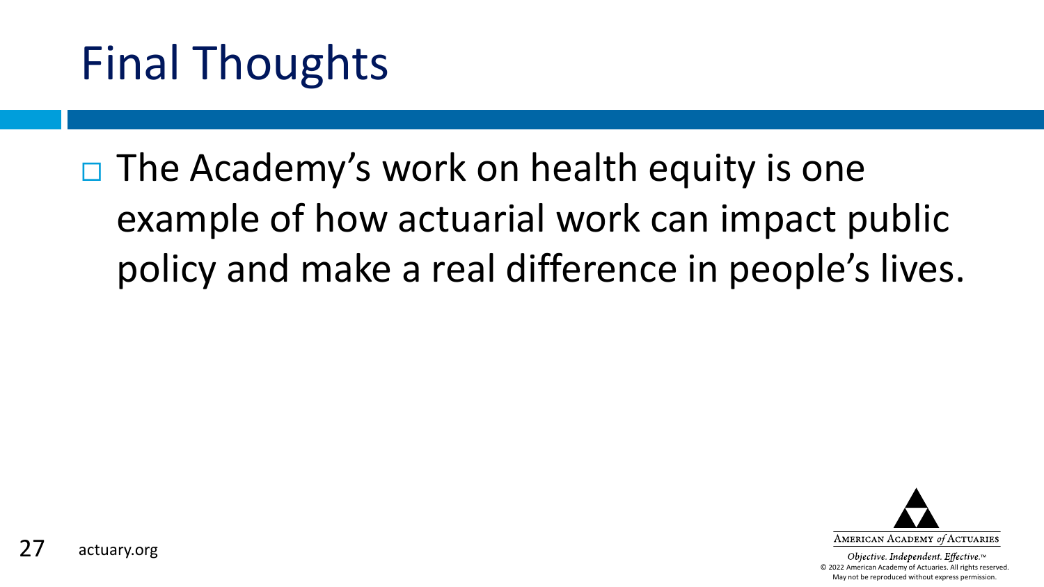# Final Thoughts

- The Academy's work on health equity is one example of how actuarial work can impact public policy and make a real difference in people's lives.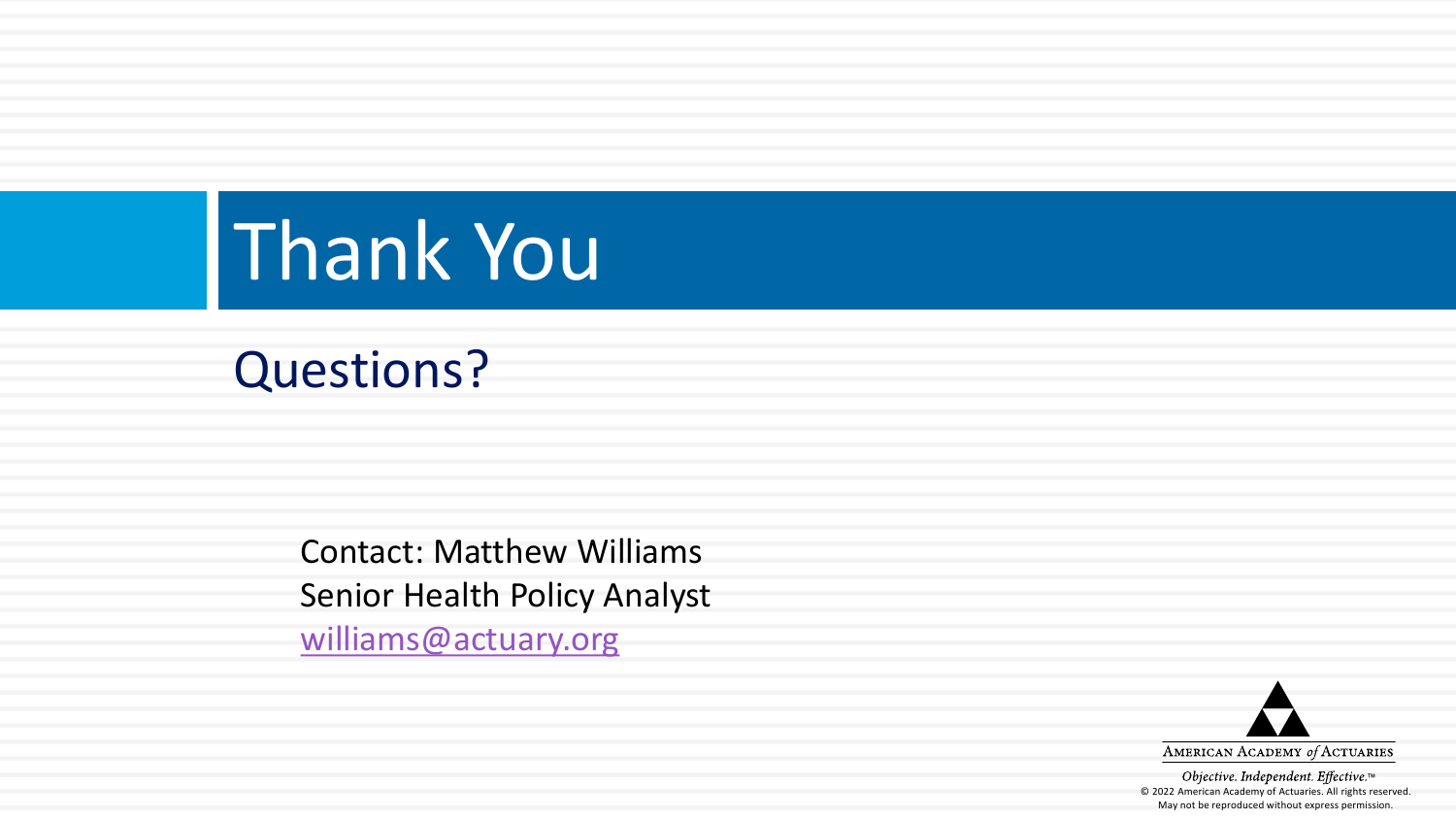# Thank You

## Questions?

Contact: Matthew Williams
Senior Health Policy Analyst
williams@actuary.org

American Academy of Actuaries

*Objective. Independent. Effective.*™
© 2022 American Academy of Actuaries. All rights reserved.
May not be reproduced without express permission.